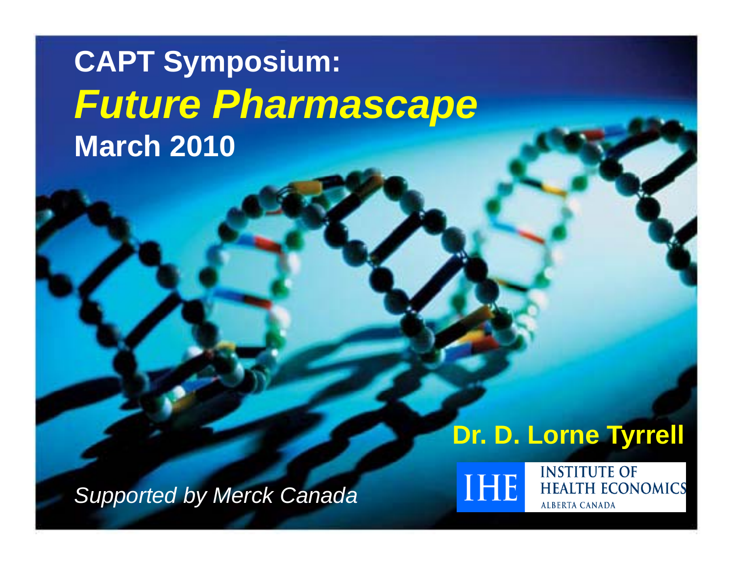# CAPT Symposium:

## *Future Pharmascape*

**March 2010**

**Dr. D. Lorne Tyrrell**

IHE INSTITUTE OF HEALTH ECONOMICS ALBERTA CANADA

*Supported by Merck Canada*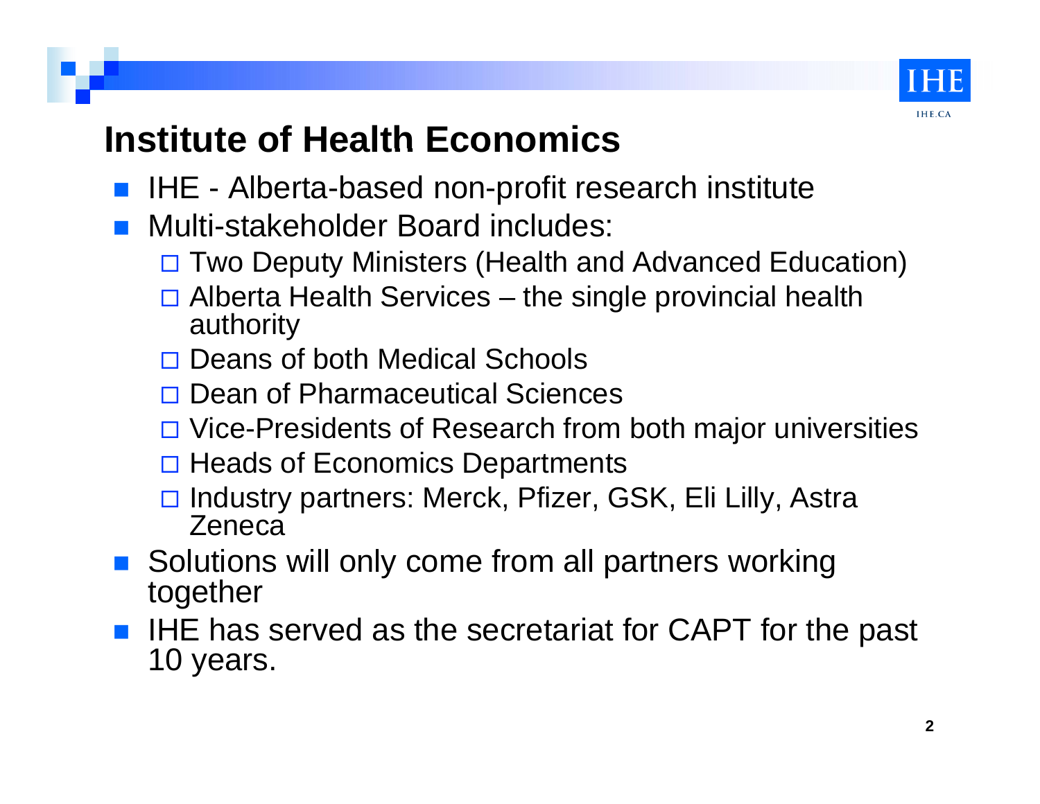# Institute of Health Economics

- IHE - Alberta-based non-profit research institute
- Multi-stakeholder Board includes:
  - Two Deputy Ministers (Health and Advanced Education)
  - Alberta Health Services – the single provincial health authority
  - Deans of both Medical Schools
  - Dean of Pharmaceutical Sciences
  - Vice-Presidents of Research from both major universities
  - Heads of Economics Departments
  - Industry partners: Merck, Pfizer, GSK, Eli Lilly, Astra Zeneca
- Solutions will only come from all partners working together
- IHE has served as the secretariat for CAPT for the past 10 years.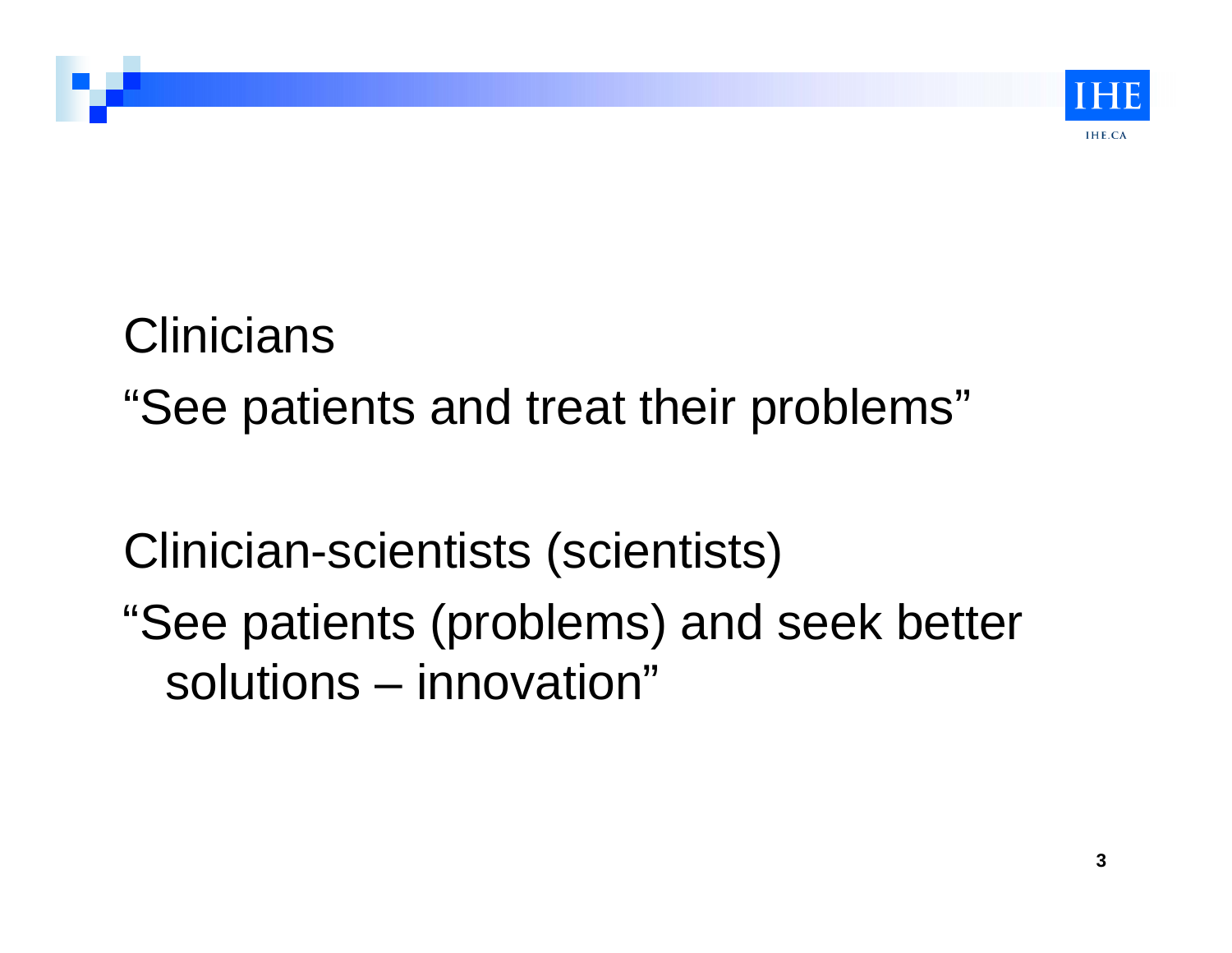Clinicians

"See patients and treat their problems"

Clinician-scientists (scientists)

"See patients (problems) and seek better solutions – innovation"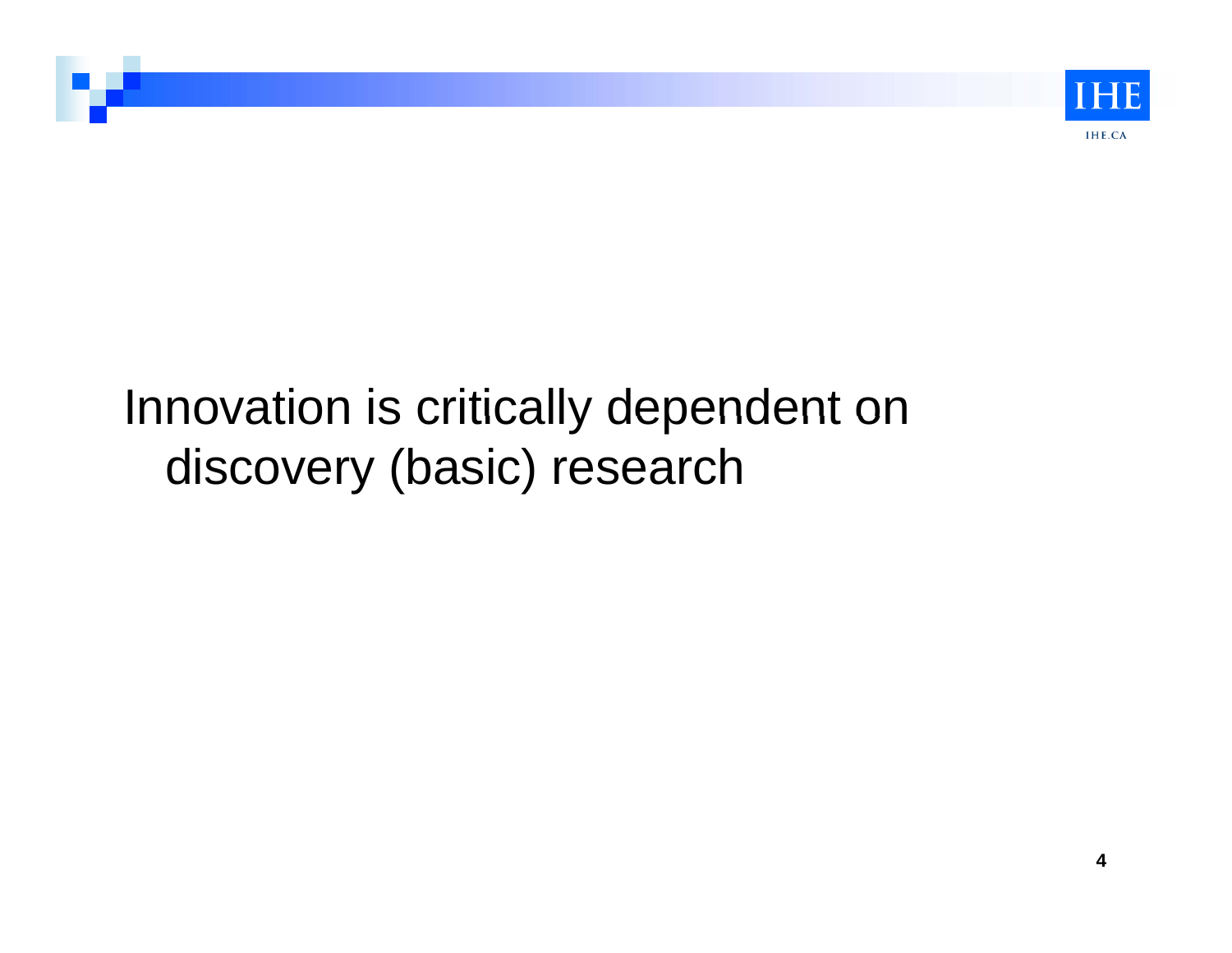Innovation is critically dependent on discovery (basic) research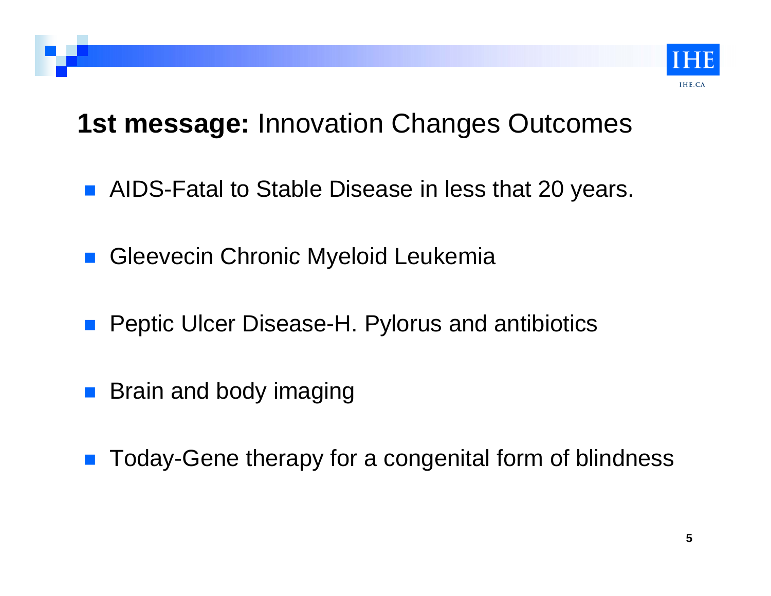## **1st message:** Innovation Changes Outcomes

- AIDS-Fatal to Stable Disease in less that 20 years.
- Gleevecin Chronic Myeloid Leukemia
- Peptic Ulcer Disease-H. Pylorus and antibiotics
- Brain and body imaging
- Today-Gene therapy for a congenital form of blindness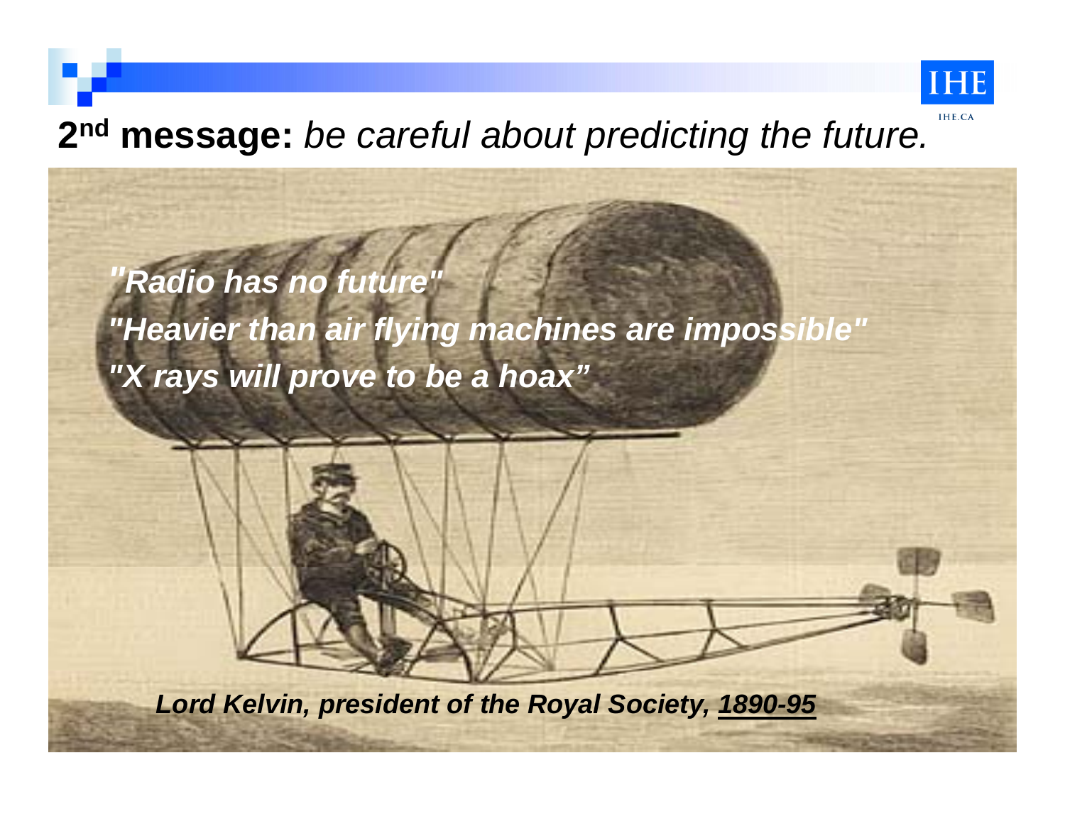## 2nd message: *be careful about predicting the future.*

***"Radio has no future"***

***"Heavier than air flying machines are impossible"***

***"X rays will prove to be a hoax"***

***Lord Kelvin, president of the Royal Society, 1890-95***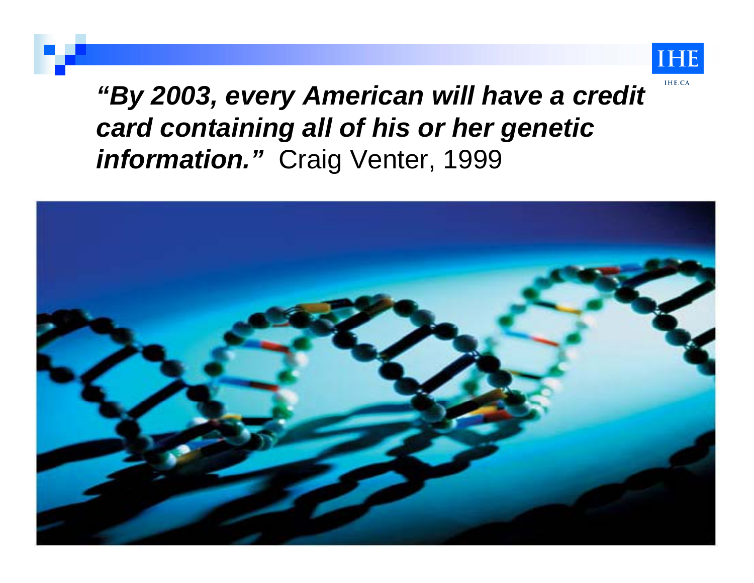***"By 2003, every American will have a credit card containing all of his or her genetic information."*** Craig Venter, 1999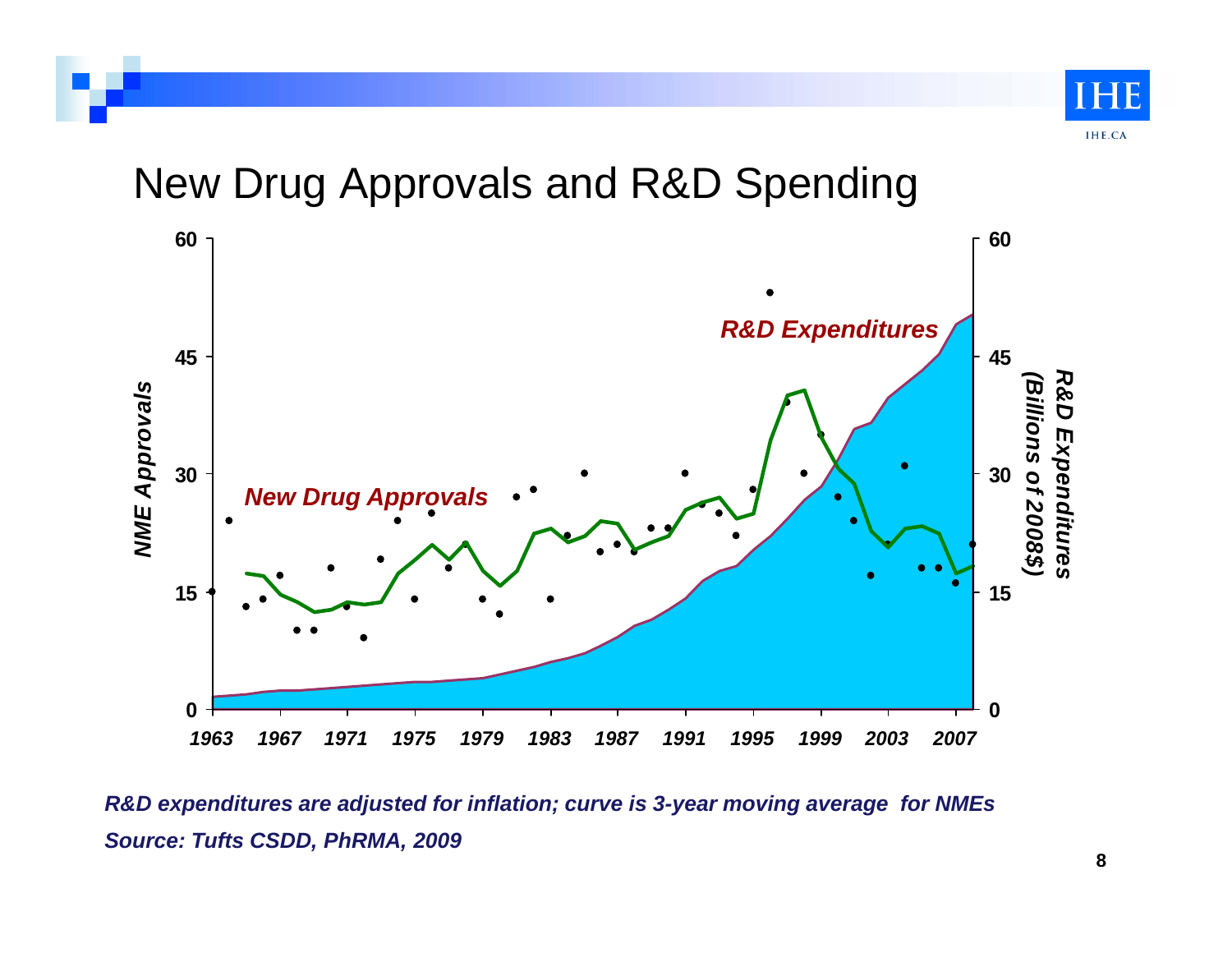# New Drug Approvals and R&D Spending

*R&D expenditures are adjusted for inflation; curve is 3-year moving average for NMEs*

*Source: Tufts CSDD, PhRMA, 2009*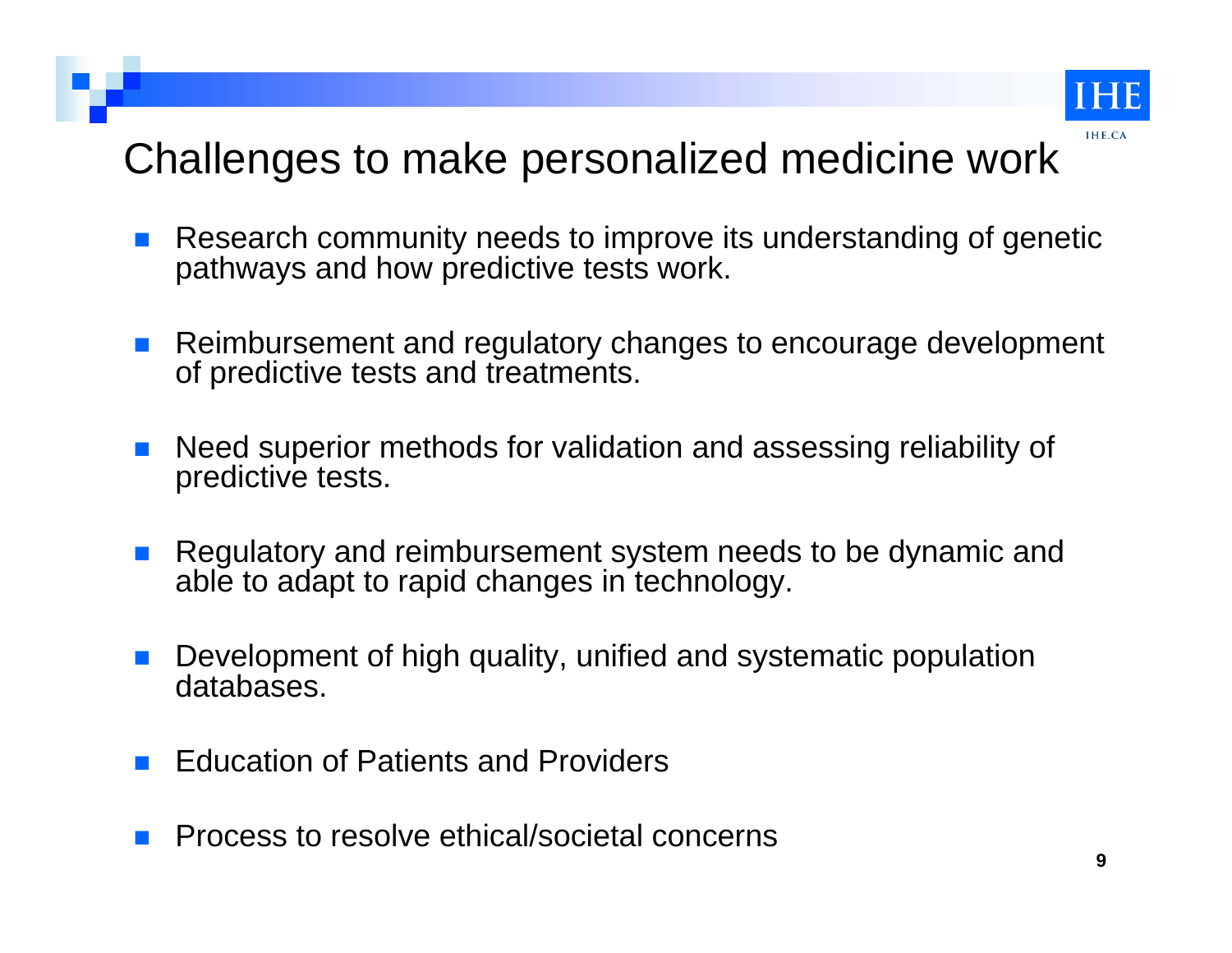# Challenges to make personalized medicine work

- Research community needs to improve its understanding of genetic pathways and how predictive tests work.
- Reimbursement and regulatory changes to encourage development of predictive tests and treatments.
- Need superior methods for validation and assessing reliability of predictive tests.
- Regulatory and reimbursement system needs to be dynamic and able to adapt to rapid changes in technology.
- Development of high quality, unified and systematic population databases.
- Education of Patients and Providers
- Process to resolve ethical/societal concerns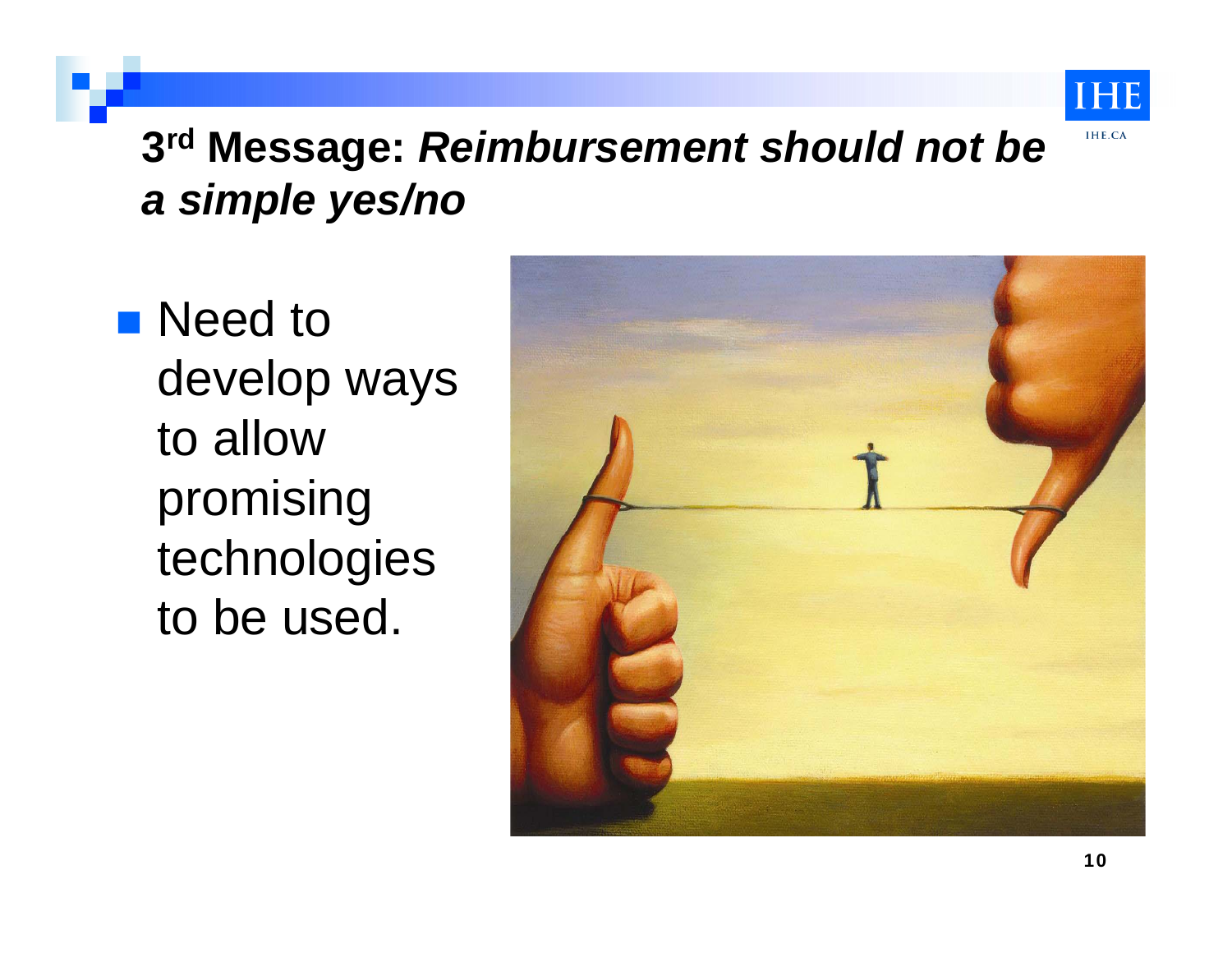## 3rd Message: *Reimbursement should not be a simple yes/no*

- Need to develop ways to allow promising technologies to be used.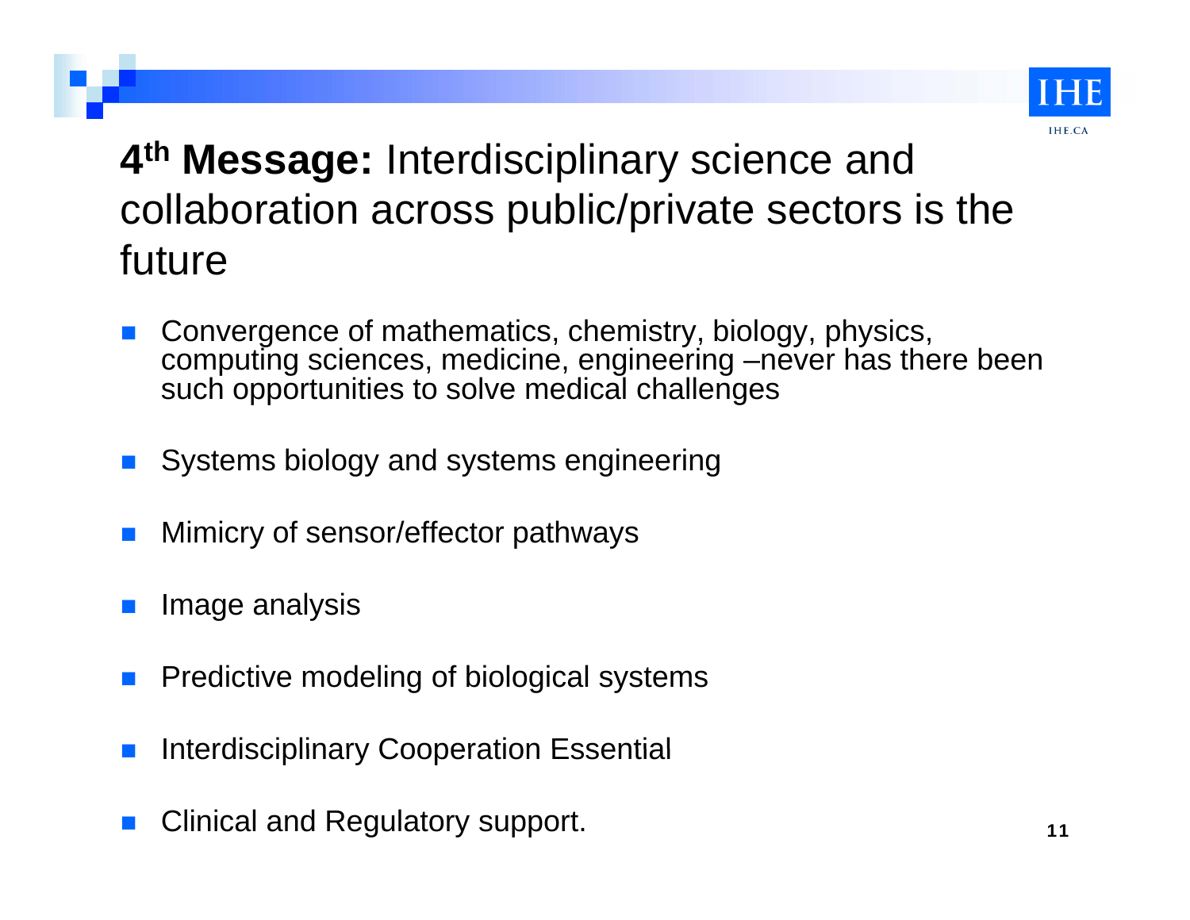## **4th Message:** Interdisciplinary science and collaboration across public/private sectors is the future

- Convergence of mathematics, chemistry, biology, physics, computing sciences, medicine, engineering –never has there been such opportunities to solve medical challenges
- Systems biology and systems engineering
- Mimicry of sensor/effector pathways
- Image analysis
- Predictive modeling of biological systems
- Interdisciplinary Cooperation Essential
- Clinical and Regulatory support.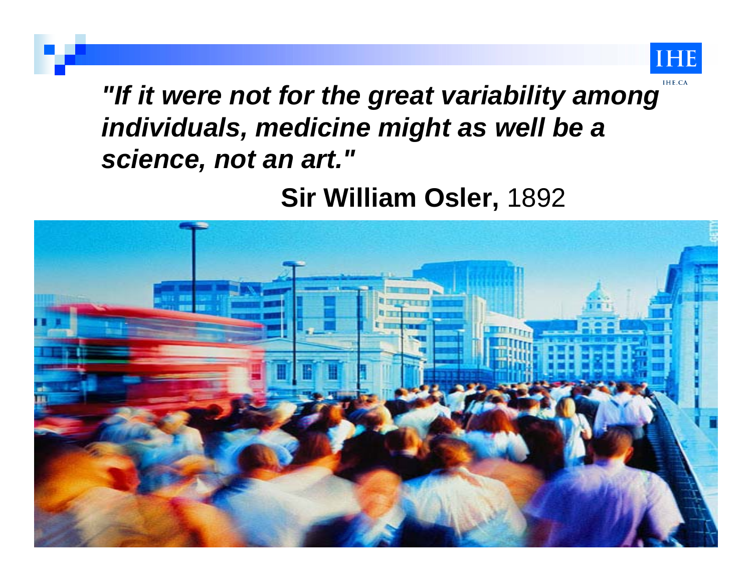*"If it were not for the great variability among individuals, medicine might as well be a science, not an art."*

**Sir William Osler,** 1892